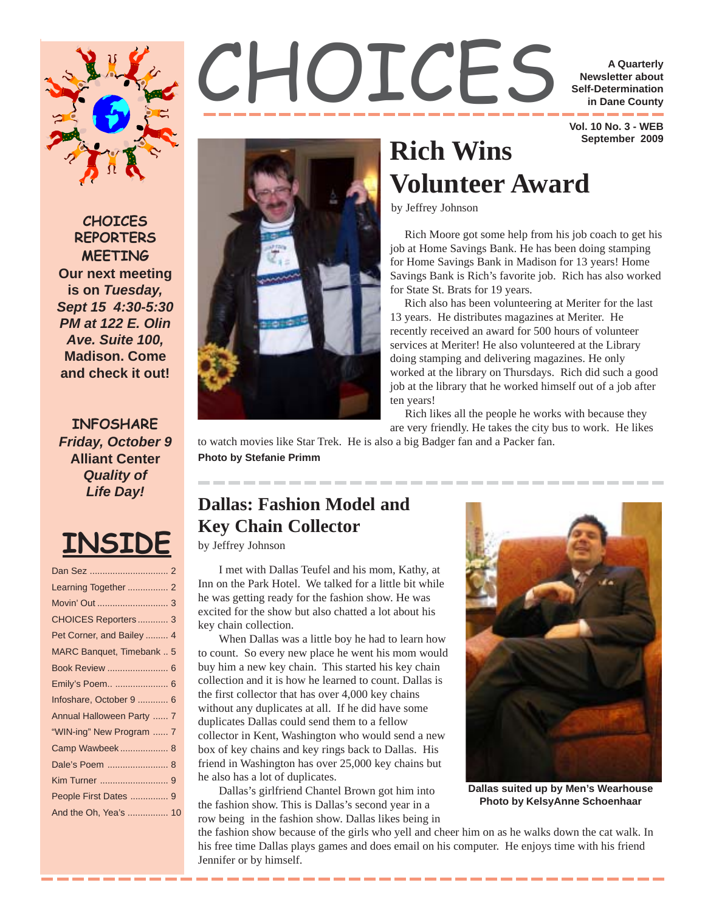# CHOICES

**A Quarterly Newsletter about Self-Determination in Dane County**

**Vol. 10 No. 3 - WEB**
**September 2009**

## Rich Wins Volunteer Award

by Jeffrey Johnson

Rich Moore got some help from his job coach to get his job at Home Savings Bank. He has been doing stamping for Home Savings Bank in Madison for 13 years! Home Savings Bank is Rich's favorite job. Rich has also worked for State St. Brats for 19 years.

Rich also has been volunteering at Meriter for the last 13 years. He distributes magazines at Meriter. He recently received an award for 500 hours of volunteer services at Meriter! He also volunteered at the Library doing stamping and delivering magazines. He only worked at the library on Thursdays. Rich did such a good job at the library that he worked himself out of a job after ten years!

Rich likes all the people he works with because they are very friendly. He takes the city bus to work. He likes to watch movies like Star Trek. He is also a big Badger fan and a Packer fan.

**Photo by Stefanie Primm**

## Dallas: Fashion Model and Key Chain Collector

by Jeffrey Johnson

I met with Dallas Teufel and his mom, Kathy, at Inn on the Park Hotel. We talked for a little bit while he was getting ready for the fashion show. He was excited for the show but also chatted a lot about his key chain collection.

When Dallas was a little boy he had to learn how to count. So every new place he went his mom would buy him a new key chain. This started his key chain collection and it is how he learned to count. Dallas is the first collector that has over 4,000 key chains without any duplicates at all. If he did have some duplicates Dallas could send them to a fellow collector in Kent, Washington who would send a new box of key chains and key rings back to Dallas. His friend in Washington has over 25,000 key chains but he also has a lot of duplicates.

Dallas's girlfriend Chantel Brown got him into the fashion show. This is Dallas's second year in a row being in the fashion show. Dallas likes being in the fashion show because of the girls who yell and cheer him on as he walks down the cat walk. In his free time Dallas plays games and does email on his computer. He enjoys time with his friend Jennifer or by himself.

**Dallas suited up by Men's Wearhouse**
**Photo by KelsyAnne Schoenhaar**

---

### CHOICES REPORTERS MEETING

**Our next meeting is on *Tuesday, Sept 15 4:30-5:30 PM at 122 E. Olin Ave. Suite 100,* Madison. Come and check it out!**

### INFOSHARE

***Friday, October 9***
**Alliant Center**
***Quality of Life Day!***

### INSIDE

| | |
|---|---|
| Dan Sez | 2 |
| Learning Together | 2 |
| Movin' Out | 3 |
| CHOICES Reporters | 3 |
| Pet Corner, and Bailey | 4 |
| MARC Banquet, Timebank | 5 |
| Book Review | 6 |
| Emily's Poem.. | 6 |
| Infoshare, October 9 | 6 |
| Annual Halloween Party | 7 |
| "WIN-ing" New Program | 7 |
| Camp Wawbeek | 8 |
| Dale's Poem | 8 |
| Kim Turner | 9 |
| People First Dates | 9 |
| And the Oh, Yea's | 10 |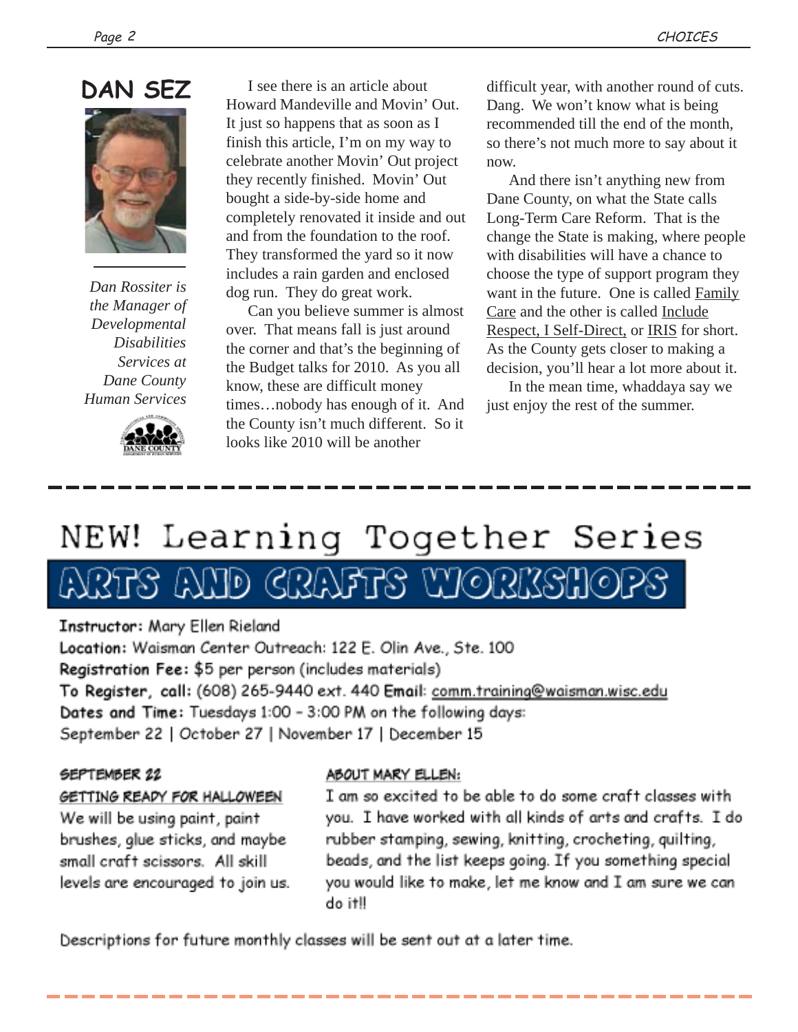## DAN SEZ

*Dan Rossiter is the Manager of Developmental Disabilities Services at Dane County Human Services*

I see there is an article about Howard Mandeville and Movin' Out. It just so happens that as soon as I finish this article, I'm on my way to celebrate another Movin' Out project they recently finished. Movin' Out bought a side-by-side home and completely renovated it inside and out and from the foundation to the roof. They transformed the yard so it now includes a rain garden and enclosed dog run. They do great work.

Can you believe summer is almost over. That means fall is just around the corner and that's the beginning of the Budget talks for 2010. As you all know, these are difficult money times…nobody has enough of it. And the County isn't much different. So it looks like 2010 will be another difficult year, with another round of cuts. Dang. We won't know what is being recommended till the end of the month, so there's not much more to say about it now.

And there isn't anything new from Dane County, on what the State calls Long-Term Care Reform. That is the change the State is making, where people with disabilities will have a chance to choose the type of support program they want in the future. One is called Family Care and the other is called Include Respect, I Self-Direct, or IRIS for short. As the County gets closer to making a decision, you'll hear a lot more about it.

In the mean time, whaddaya say we just enjoy the rest of the summer.

---

# NEW! Learning Together Series

## ARTS AND CRAFTS WORKSHOPS

**Instructor:** Mary Ellen Rieland
**Location:** Waisman Center Outreach: 122 E. Olin Ave., Ste. 100
**Registration Fee:** $5 per person (includes materials)
**To Register, call:** (608) 265-9440 ext. 440 **Email:** comm.training@waisman.wisc.edu
**Dates and Time:** Tuesdays 1:00 - 3:00 PM on the following days:
September 22 | October 27 | November 17 | December 15

**SEPTEMBER 22**
**GETTING READY FOR HALLOWEEN**
We will be using paint, paint brushes, glue sticks, and maybe small craft scissors. All skill levels are encouraged to join us.

**ABOUT MARY ELLEN:**
I am so excited to be able to do some craft classes with you. I have worked with all kinds of arts and crafts. I do rubber stamping, sewing, knitting, crocheting, quilting, beads, and the list keeps going. If you something special you would like to make, let me know and I am sure we can do it!!

Descriptions for future monthly classes will be sent out at a later time.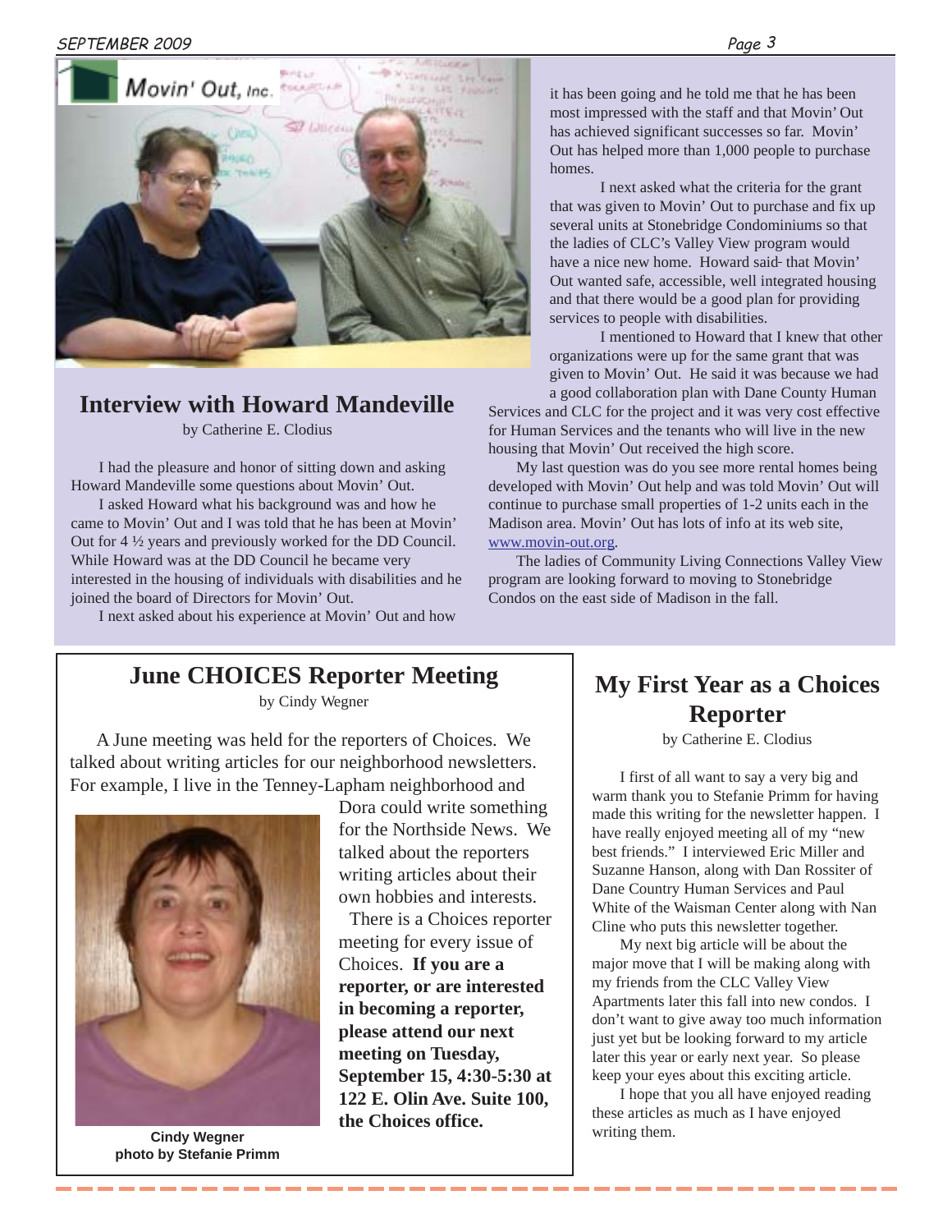## Interview with Howard Mandeville

by Catherine E. Clodius

I had the pleasure and honor of sitting down and asking Howard Mandeville some questions about Movin' Out.

I asked Howard what his background was and how he came to Movin' Out and I was told that he has been at Movin' Out for 4 ½ years and previously worked for the DD Council. While Howard was at the DD Council he became very interested in the housing of individuals with disabilities and he joined the board of Directors for Movin' Out.

I next asked about his experience at Movin' Out and how it has been going and he told me that he has been most impressed with the staff and that Movin' Out has achieved significant successes so far. Movin' Out has helped more than 1,000 people to purchase homes.

I next asked what the criteria for the grant that was given to Movin' Out to purchase and fix up several units at Stonebridge Condominiums so that the ladies of CLC's Valley View program would have a nice new home. Howard said that Movin' Out wanted safe, accessible, well integrated housing and that there would be a good plan for providing services to people with disabilities.

I mentioned to Howard that I knew that other organizations were up for the same grant that was given to Movin' Out. He said it was because we had a good collaboration plan with Dane County Human Services and CLC for the project and it was very cost effective for Human Services and the tenants who will live in the new housing that Movin' Out received the high score.

My last question was do you see more rental homes being developed with Movin' Out help and was told Movin' Out will continue to purchase small properties of 1-2 units each in the Madison area. Movin' Out has lots of info at its web site, www.movin-out.org.

The ladies of Community Living Connections Valley View program are looking forward to moving to Stonebridge Condos on the east side of Madison in the fall.

## June CHOICES Reporter Meeting

by Cindy Wegner

A June meeting was held for the reporters of Choices. We talked about writing articles for our neighborhood newsletters. For example, I live in the Tenney-Lapham neighborhood and Dora could write something for the Northside News. We talked about the reporters writing articles about their own hobbies and interests.

There is a Choices reporter meeting for every issue of Choices. **If you are a reporter, or are interested in becoming a reporter, please attend our next meeting on Tuesday, September 15, 4:30-5:30 at 122 E. Olin Ave. Suite 100, the Choices office.**

**Cindy Wegner**
**photo by Stefanie Primm**

## My First Year as a Choices Reporter

by Catherine E. Clodius

I first of all want to say a very big and warm thank you to Stefanie Primm for having made this writing for the newsletter happen. I have really enjoyed meeting all of my "new best friends." I interviewed Eric Miller and Suzanne Hanson, along with Dan Rossiter of Dane Country Human Services and Paul White of the Waisman Center along with Nan Cline who puts this newsletter together.

My next big article will be about the major move that I will be making along with my friends from the CLC Valley View Apartments later this fall into new condos. I don't want to give away too much information just yet but be looking forward to my article later this year or early next year. So please keep your eyes about this exciting article.

I hope that you all have enjoyed reading these articles as much as I have enjoyed writing them.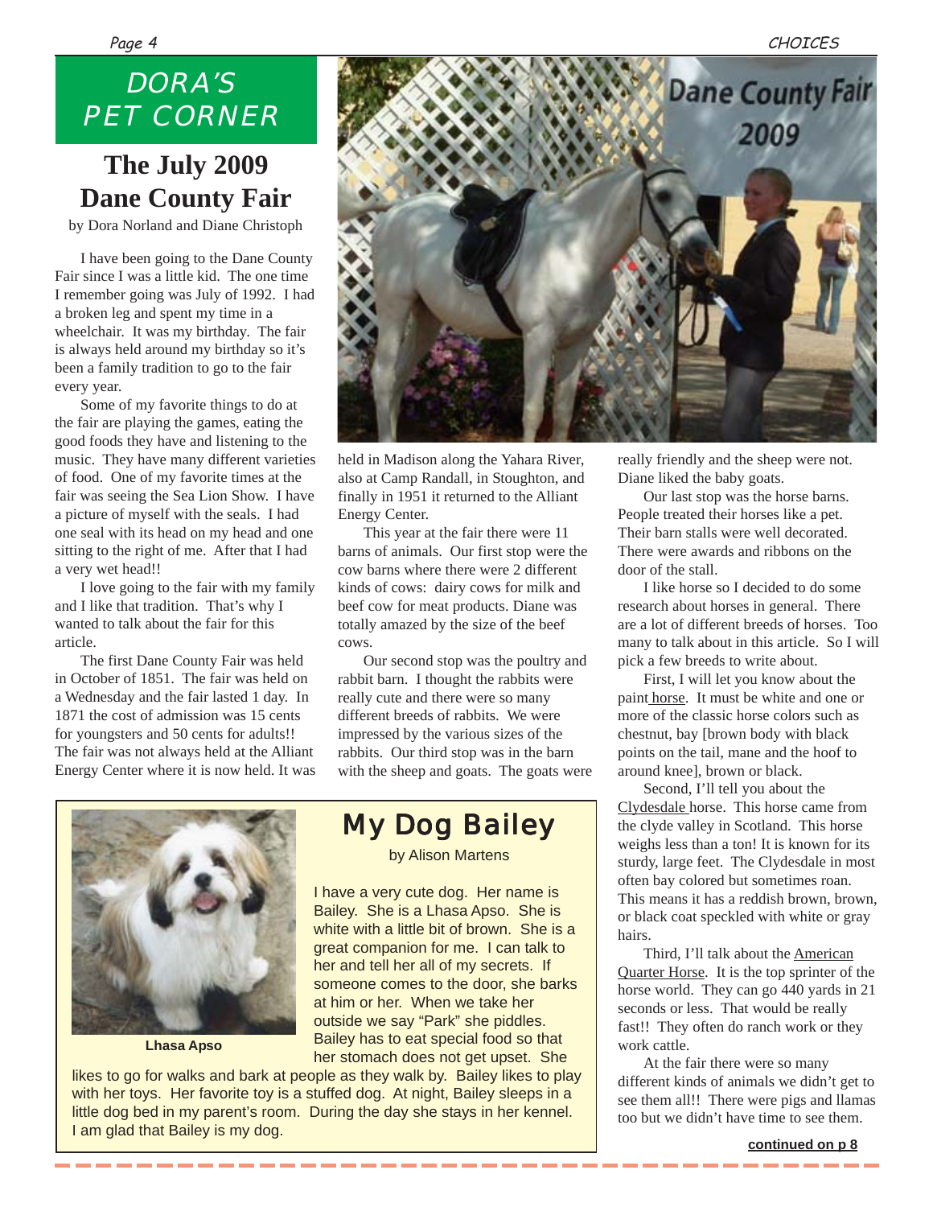## DORA'S PET CORNER

# The July 2009 Dane County Fair

by Dora Norland and Diane Christoph

I have been going to the Dane County Fair since I was a little kid. The one time I remember going was July of 1992. I had a broken leg and spent my time in a wheelchair. It was my birthday. The fair is always held around my birthday so it's been a family tradition to go to the fair every year.

Some of my favorite things to do at the fair are playing the games, eating the good foods they have and listening to the music. They have many different varieties of food. One of my favorite times at the fair was seeing the Sea Lion Show. I have a picture of myself with the seals. I had one seal with its head on my head and one sitting to the right of me. After that I had a very wet head!!

I love going to the fair with my family and I like that tradition. That's why I wanted to talk about the fair for this article.

The first Dane County Fair was held in October of 1851. The fair was held on a Wednesday and the fair lasted 1 day. In 1871 the cost of admission was 15 cents for youngsters and 50 cents for adults!! The fair was not always held at the Alliant Energy Center where it is now held. It was held in Madison along the Yahara River, also at Camp Randall, in Stoughton, and finally in 1951 it returned to the Alliant Energy Center.

This year at the fair there were 11 barns of animals. Our first stop were the cow barns where there were 2 different kinds of cows: dairy cows for milk and beef cow for meat products. Diane was totally amazed by the size of the beef cows.

Our second stop was the poultry and rabbit barn. I thought the rabbits were really cute and there were so many different breeds of rabbits. We were impressed by the various sizes of the rabbits. Our third stop was in the barn with the sheep and goats. The goats were really friendly and the sheep were not. Diane liked the baby goats.

Our last stop was the horse barns. People treated their horses like a pet. Their barn stalls were well decorated. There were awards and ribbons on the door of the stall.

I like horse so I decided to do some research about horses in general. There are a lot of different breeds of horses. Too many to talk about in this article. So I will pick a few breeds to write about.

First, I will let you know about the paint horse. It must be white and one or more of the classic horse colors such as chestnut, bay [brown body with black points on the tail, mane and the hoof to around knee], brown or black.

Second, I'll tell you about the Clydesdale horse. This horse came from the clyde valley in Scotland. This horse weighs less than a ton! It is known for its sturdy, large feet. The Clydesdale in most often bay colored but sometimes roan. This means it has a reddish brown, brown, or black coat speckled with white or gray hairs.

Third, I'll talk about the American Quarter Horse. It is the top sprinter of the horse world. They can go 440 yards in 21 seconds or less. That would be really fast!! They often do ranch work or they work cattle.

At the fair there were so many different kinds of animals we didn't get to see them all!! There were pigs and llamas too but we didn't have time to see them.

**continued on p 8**

## My Dog Bailey

by Alison Martens

Lhasa Apso

I have a very cute dog. Her name is Bailey. She is a Lhasa Apso. She is white with a little bit of brown. She is a great companion for me. I can talk to her and tell her all of my secrets. If someone comes to the door, she barks at him or her. When we take her outside we say "Park" she piddles. Bailey has to eat special food so that her stomach does not get upset. She likes to go for walks and bark at people as they walk by. Bailey likes to play with her toys. Her favorite toy is a stuffed dog. At night, Bailey sleeps in a little dog bed in my parent's room. During the day she stays in her kennel. I am glad that Bailey is my dog.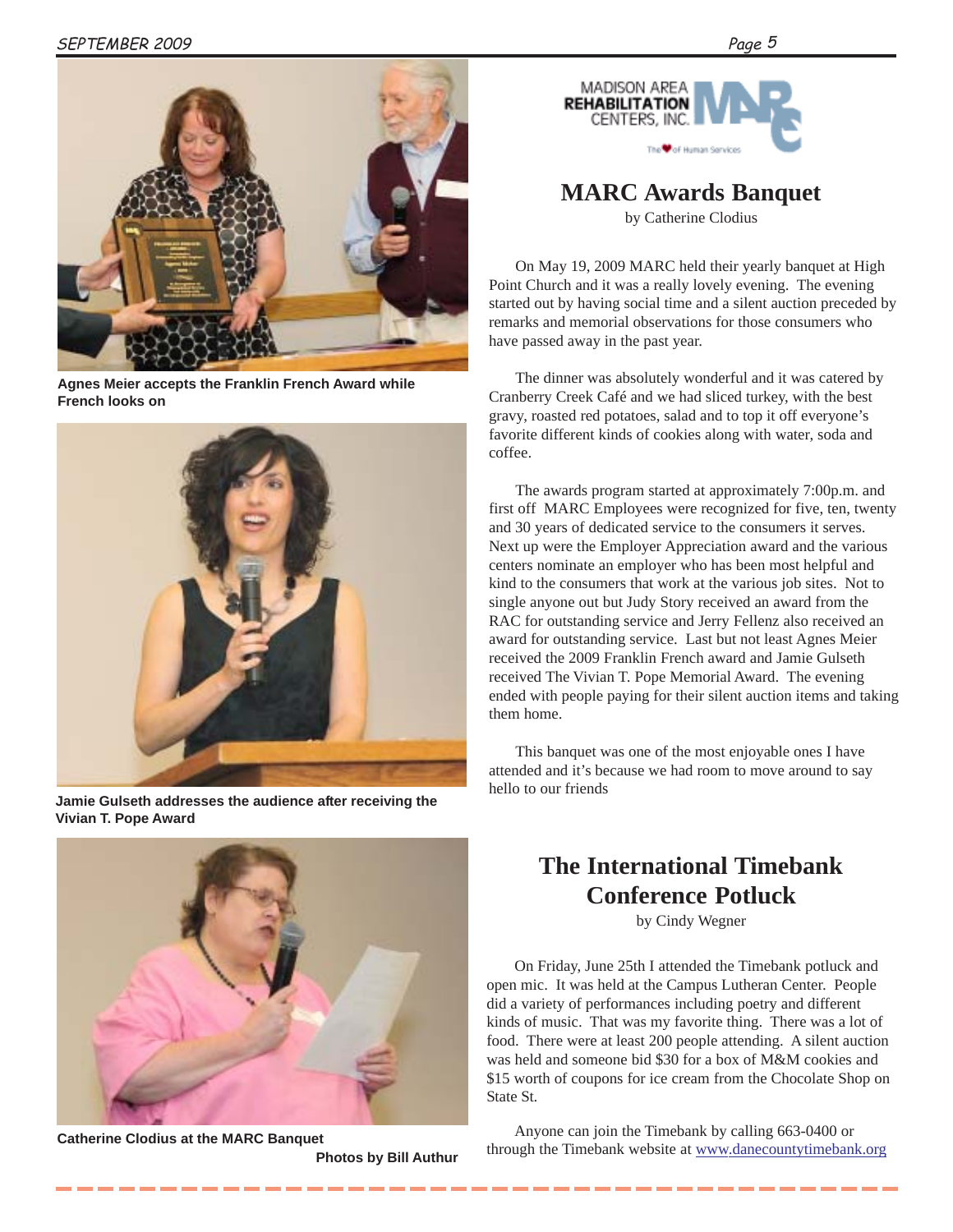Agnes Meier accepts the Franklin French Award while French looks on

Jamie Gulseth addresses the audience after receiving the Vivian T. Pope Award

Catherine Clodius at the MARC Banquet

Photos by Bill Authur

MADISON AREA REHABILITATION CENTERS, INC.

The ♥ of Human Services

## MARC Awards Banquet

by Catherine Clodius

On May 19, 2009 MARC held their yearly banquet at High Point Church and it was a really lovely evening. The evening started out by having social time and a silent auction preceded by remarks and memorial observations for those consumers who have passed away in the past year.

The dinner was absolutely wonderful and it was catered by Cranberry Creek Café and we had sliced turkey, with the best gravy, roasted red potatoes, salad and to top it off everyone's favorite different kinds of cookies along with water, soda and coffee.

The awards program started at approximately 7:00p.m. and first off MARC Employees were recognized for five, ten, twenty and 30 years of dedicated service to the consumers it serves. Next up were the Employer Appreciation award and the various centers nominate an employer who has been most helpful and kind to the consumers that work at the various job sites. Not to single anyone out but Judy Story received an award from the RAC for outstanding service and Jerry Fellenz also received an award for outstanding service. Last but not least Agnes Meier received the 2009 Franklin French award and Jamie Gulseth received The Vivian T. Pope Memorial Award. The evening ended with people paying for their silent auction items and taking them home.

This banquet was one of the most enjoyable ones I have attended and it's because we had room to move around to say hello to our friends

## The International Timebank Conference Potluck

by Cindy Wegner

On Friday, June 25th I attended the Timebank potluck and open mic. It was held at the Campus Lutheran Center. People did a variety of performances including poetry and different kinds of music. That was my favorite thing. There was a lot of food. There were at least 200 people attending. A silent auction was held and someone bid $30 for a box of M&M cookies and $15 worth of coupons for ice cream from the Chocolate Shop on State St.

Anyone can join the Timebank by calling 663-0400 or through the Timebank website at www.danecountytimebank.org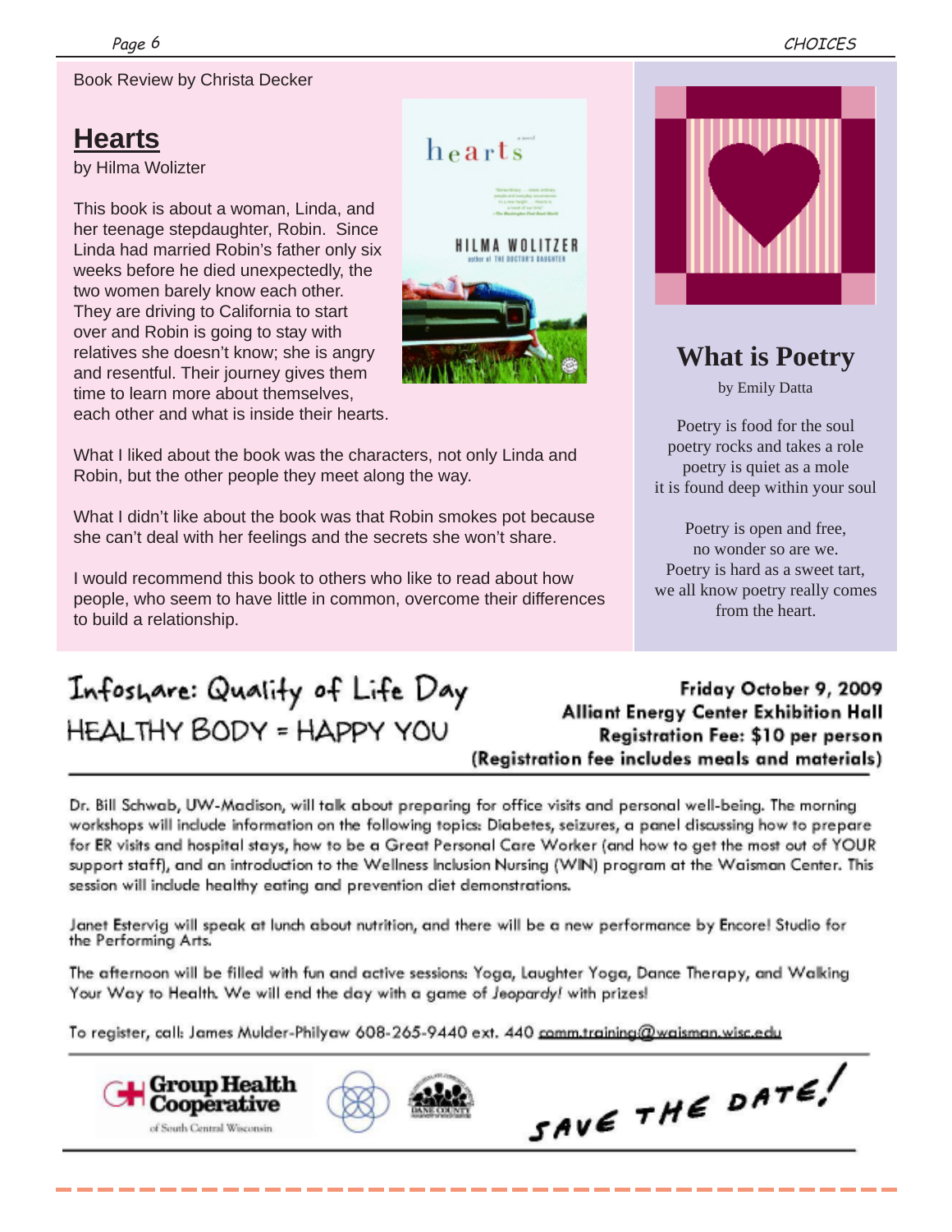Book Review by Christa Decker

## Hearts

by Hilma Wolizter

This book is about a woman, Linda, and her teenage stepdaughter, Robin. Since Linda had married Robin's father only six weeks before he died unexpectedly, the two women barely know each other. They are driving to California to start over and Robin is going to stay with relatives she doesn't know; she is angry and resentful. Their journey gives them time to learn more about themselves, each other and what is inside their hearts.

What I liked about the book was the characters, not only Linda and Robin, but the other people they meet along the way.

What I didn't like about the book was that Robin smokes pot because she can't deal with her feelings and the secrets she won't share.

I would recommend this book to others who like to read about how people, who seem to have little in common, overcome their differences to build a relationship.

## What is Poetry

by Emily Datta

Poetry is food for the soul  
poetry rocks and takes a role  
poetry is quiet as a mole  
it is found deep within your soul

Poetry is open and free,  
no wonder so are we.  
Poetry is hard as a sweet tart,  
we all know poetry really comes  
from the heart.

## Infoshare: Quality of Life Day

### HEALTHY BODY = HAPPY YOU

**Friday October 9, 2009**  
**Alliant Energy Center Exhibition Hall**  
**Registration Fee: $10 per person**  
**(Registration fee includes meals and materials)**

Dr. Bill Schwab, UW-Madison, will talk about preparing for office visits and personal well-being. The morning workshops will include information on the following topics: Diabetes, seizures, a panel discussing how to prepare for ER visits and hospital stays, how to be a Great Personal Care Worker (and how to get the most out of YOUR support staff), and an introduction to the Wellness Inclusion Nursing (WIN) program at the Waisman Center. This session will include healthy eating and prevention diet demonstrations.

Janet Estervig will speak at lunch about nutrition, and there will be a new performance by Encore! Studio for the Performing Arts.

The afternoon will be filled with fun and active sessions: Yoga, Laughter Yoga, Dance Therapy, and Walking Your Way to Health. We will end the day with a game of *Jeopardy!* with prizes!

To register, call: James Mulder-Philyaw 608-265-9440 ext. 440 comm.training@waisman.wisc.edu

Group Health Cooperative of South Central Wisconsin

DANE COUNTY

SAVE THE DATE!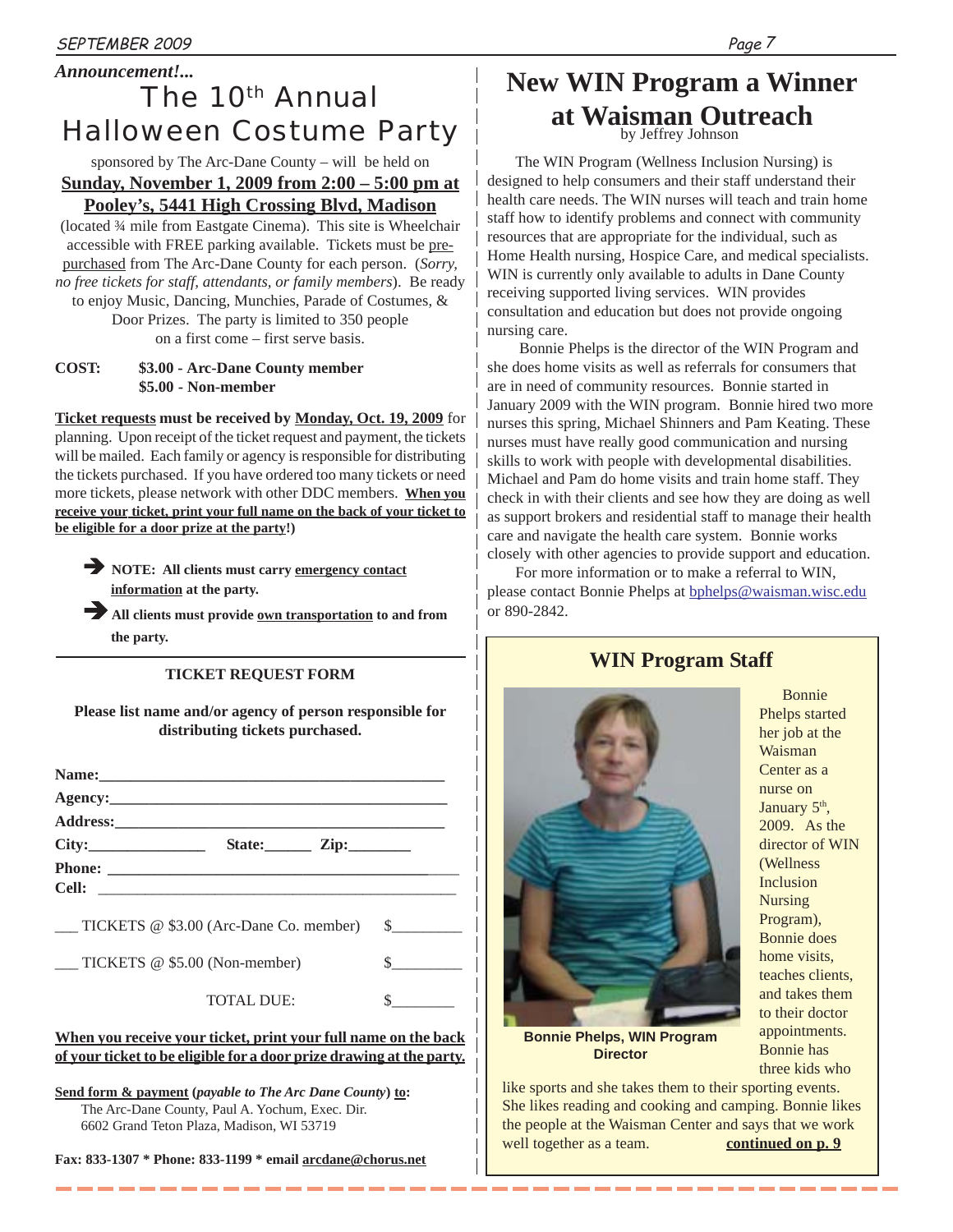*Announcement!...*

# The 10th Annual Halloween Costume Party

sponsored by The Arc-Dane County – will be held on

**Sunday, November 1, 2009 from 2:00 – 5:00 pm at Pooley's, 5441 High Crossing Blvd, Madison**

(located ¾ mile from Eastgate Cinema). This site is Wheelchair accessible with FREE parking available. Tickets must be pre-purchased from The Arc-Dane County for each person. (*Sorry, no free tickets for staff, attendants, or family members*). Be ready to enjoy Music, Dancing, Munchies, Parade of Costumes, & Door Prizes. The party is limited to 350 people on a first come – first serve basis.

**COST:** **$3.00 - Arc-Dane County member**
**$5.00 - Non-member**

**Ticket requests must be received by Monday, Oct. 19, 2009** for planning. Upon receipt of the ticket request and payment, the tickets will be mailed. Each family or agency is responsible for distributing the tickets purchased. If you have ordered too many tickets or need more tickets, please network with other DDC members. **When you receive your ticket, print your full name on the back of your ticket to be eligible for a door prize at the party!)**

➔ **NOTE: All clients must carry emergency contact information at the party.**

➔ **All clients must provide own transportation to and from the party.**

---

**TICKET REQUEST FORM**

**Please list name and/or agency of person responsible for distributing tickets purchased.**

**Name:**_______________________________________________

**Agency:**_____________________________________________

**Address:**____________________________________________

**City:**_______________ **State:**______ **Zip:**________

**Phone:** ______________________________________________

**Cell:** ________________________________________________

___ TICKETS @ $3.00 (Arc-Dane Co. member) $_________

___ TICKETS @ $5.00 (Non-member) $_________

TOTAL DUE: $________

**When you receive your ticket, print your full name on the back of your ticket to be eligible for a door prize drawing at the party.**

**Send form & payment (*payable to The Arc Dane County*) to:**
The Arc-Dane County, Paul A. Yochum, Exec. Dir.
6602 Grand Teton Plaza, Madison, WI 53719

**Fax: 833-1307 * Phone: 833-1199 * email arcdane@chorus.net**

# New WIN Program a Winner at Waisman Outreach

by Jeffrey Johnson

The WIN Program (Wellness Inclusion Nursing) is designed to help consumers and their staff understand their health care needs. The WIN nurses will teach and train home staff how to identify problems and connect with community resources that are appropriate for the individual, such as Home Health nursing, Hospice Care, and medical specialists. WIN is currently only available to adults in Dane County receiving supported living services. WIN provides consultation and education but does not provide ongoing nursing care.

Bonnie Phelps is the director of the WIN Program and she does home visits as well as referrals for consumers that are in need of community resources. Bonnie started in January 2009 with the WIN program. Bonnie hired two more nurses this spring, Michael Shinners and Pam Keating. These nurses must have really good communication and nursing skills to work with people with developmental disabilities. Michael and Pam do home visits and train home staff. They check in with their clients and see how they are doing as well as support brokers and residential staff to manage their health care and navigate the health care system. Bonnie works closely with other agencies to provide support and education.

For more information or to make a referral to WIN, please contact Bonnie Phelps at bphelps@waisman.wisc.edu or 890-2842.

## WIN Program Staff

**Bonnie Phelps, WIN Program Director**

Bonnie Phelps started her job at the Waisman Center as a nurse on January 5th, 2009. As the director of WIN (Wellness Inclusion Nursing Program), Bonnie does home visits, teaches clients, and takes them to their doctor appointments. Bonnie has three kids who like sports and she takes them to their sporting events. She likes reading and cooking and camping. Bonnie likes the people at the Waisman Center and says that we work well together as a team. **continued on p. 9**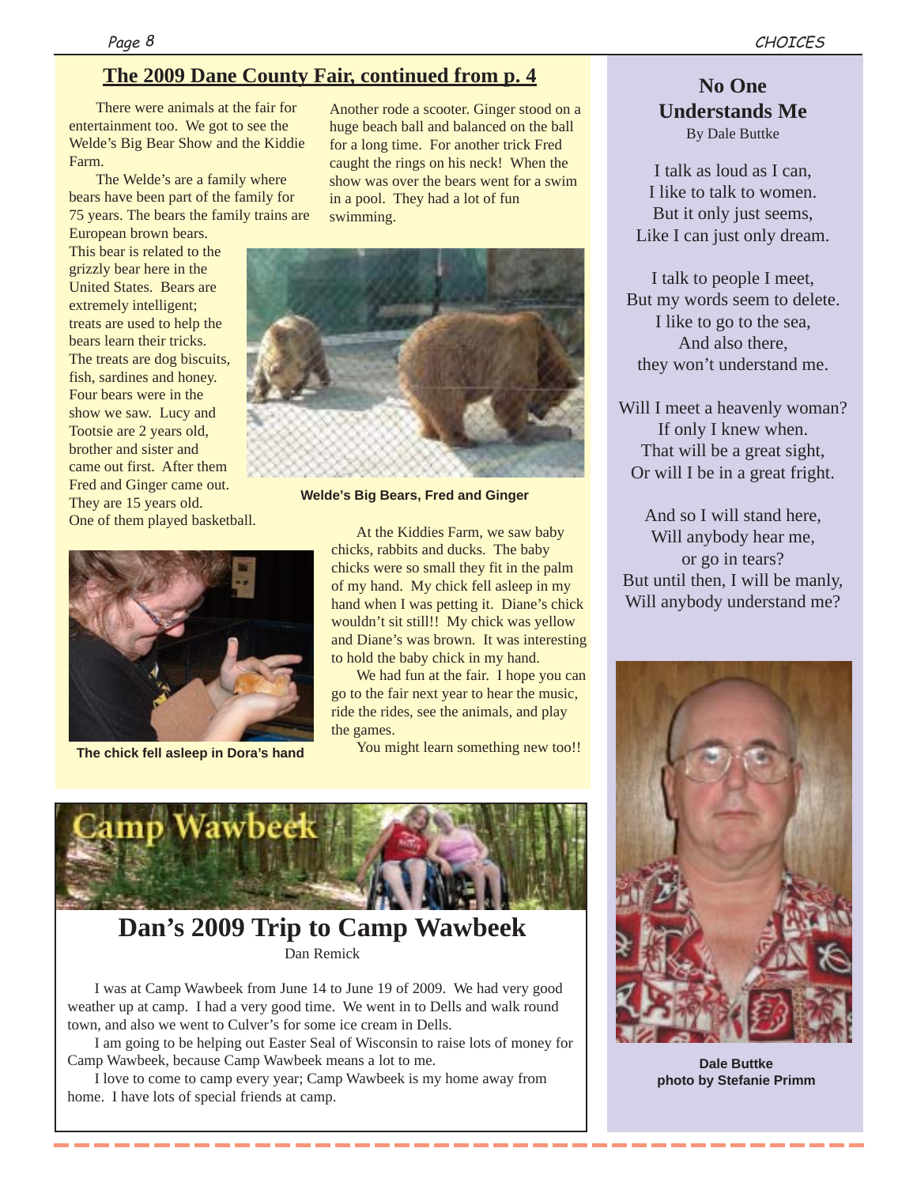## The 2009 Dane County Fair, continued from p. 4

There were animals at the fair for entertainment too. We got to see the Welde's Big Bear Show and the Kiddie Farm.

The Welde's are a family where bears have been part of the family for 75 years. The bears the family trains are European brown bears. This bear is related to the grizzly bear here in the United States. Bears are extremely intelligent; treats are used to help the bears learn their tricks. The treats are dog biscuits, fish, sardines and honey. Four bears were in the show we saw. Lucy and Tootsie are 2 years old, brother and sister and came out first. After them Fred and Ginger came out. They are 15 years old. One of them played basketball. Another rode a scooter. Ginger stood on a huge beach ball and balanced on the ball for a long time. For another trick Fred caught the rings on his neck! When the show was over the bears went for a swim in a pool. They had a lot of fun swimming.

**Welde's Big Bears, Fred and Ginger**

At the Kiddies Farm, we saw baby chicks, rabbits and ducks. The baby chicks were so small they fit in the palm of my hand. My chick fell asleep in my hand when I was petting it. Diane's chick wouldn't sit still!! My chick was yellow and Diane's was brown. It was interesting to hold the baby chick in my hand.

We had fun at the fair. I hope you can go to the fair next year to hear the music, ride the rides, see the animals, and play the games.

You might learn something new too!!

**The chick fell asleep in Dora's hand**

## No One Understands Me

By Dale Buttke

I talk as loud as I can,
I like to talk to women.
But it only just seems,
Like I can just only dream.

I talk to people I meet,
But my words seem to delete.
I like to go to the sea,
And also there,
they won't understand me.

Will I meet a heavenly woman?
If only I knew when.
That will be a great sight,
Or will I be in a great fright.

And so I will stand here,
Will anybody hear me,
or go in tears?
But until then, I will be manly,
Will anybody understand me?

**Dale Buttke**
**photo by Stefanie Primm**

Camp Wawbeek

## Dan's 2009 Trip to Camp Wawbeek

Dan Remick

I was at Camp Wawbeek from June 14 to June 19 of 2009. We had very good weather up at camp. I had a very good time. We went in to Dells and walk round town, and also we went to Culver's for some ice cream in Dells.

I am going to be helping out Easter Seal of Wisconsin to raise lots of money for Camp Wawbeek, because Camp Wawbeek means a lot to me.

I love to come to camp every year; Camp Wawbeek is my home away from home. I have lots of special friends at camp.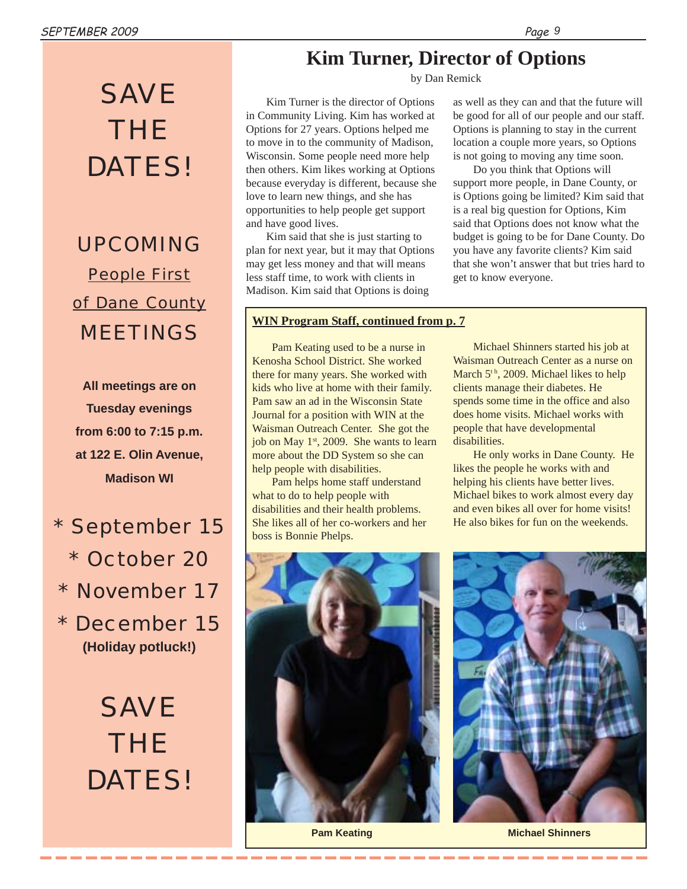# Kim Turner, Director of Options

by Dan Remick

Kim Turner is the director of Options in Community Living. Kim has worked at Options for 27 years. Options helped me to move in to the community of Madison, Wisconsin. Some people need more help then others. Kim likes working at Options because everyday is different, because she love to learn new things, and she has opportunities to help people get support and have good lives.

Kim said that she is just starting to plan for next year, but it may that Options may get less money and that will means less staff time, to work with clients in Madison. Kim said that Options is doing as well as they can and that the future will be good for all of our people and our staff. Options is planning to stay in the current location a couple more years, so Options is not going to moving any time soon.

Do you think that Options will support more people, in Dane County, or is Options going be limited? Kim said that is a real big question for Options, Kim said that Options does not know what the budget is going to be for Dane County. Do you have any favorite clients? Kim said that she won't answer that but tries hard to get to know everyone.

**WIN Program Staff, continued from p. 7**

Pam Keating used to be a nurse in Kenosha School District. She worked there for many years. She worked with kids who live at home with their family. Pam saw an ad in the Wisconsin State Journal for a position with WIN at the Waisman Outreach Center. She got the job on May 1st, 2009. She wants to learn more about the DD System so she can help people with disabilities.

Pam helps home staff understand what to do to help people with disabilities and their health problems. She likes all of her co-workers and her boss is Bonnie Phelps.

Michael Shinners started his job at Waisman Outreach Center as a nurse on March 5th, 2009. Michael likes to help clients manage their diabetes. He spends some time in the office and also does home visits. Michael works with people that have developmental disabilities.

He only works in Dane County. He likes the people he works with and helping his clients have better lives. Michael bikes to work almost every day and even bikes all over for home visits! He also bikes for fun on the weekends.

**Pam Keating**

**Michael Shinners**

---

SAVE THE DATES!

UPCOMING
People First of Dane County
MEETINGS

**All meetings are on Tuesday evenings from 6:00 to 7:15 p.m. at 122 E. Olin Avenue, Madison WI**

* September 15
* October 20
* November 17
* December 15 **(Holiday potluck!)**

SAVE THE DATES!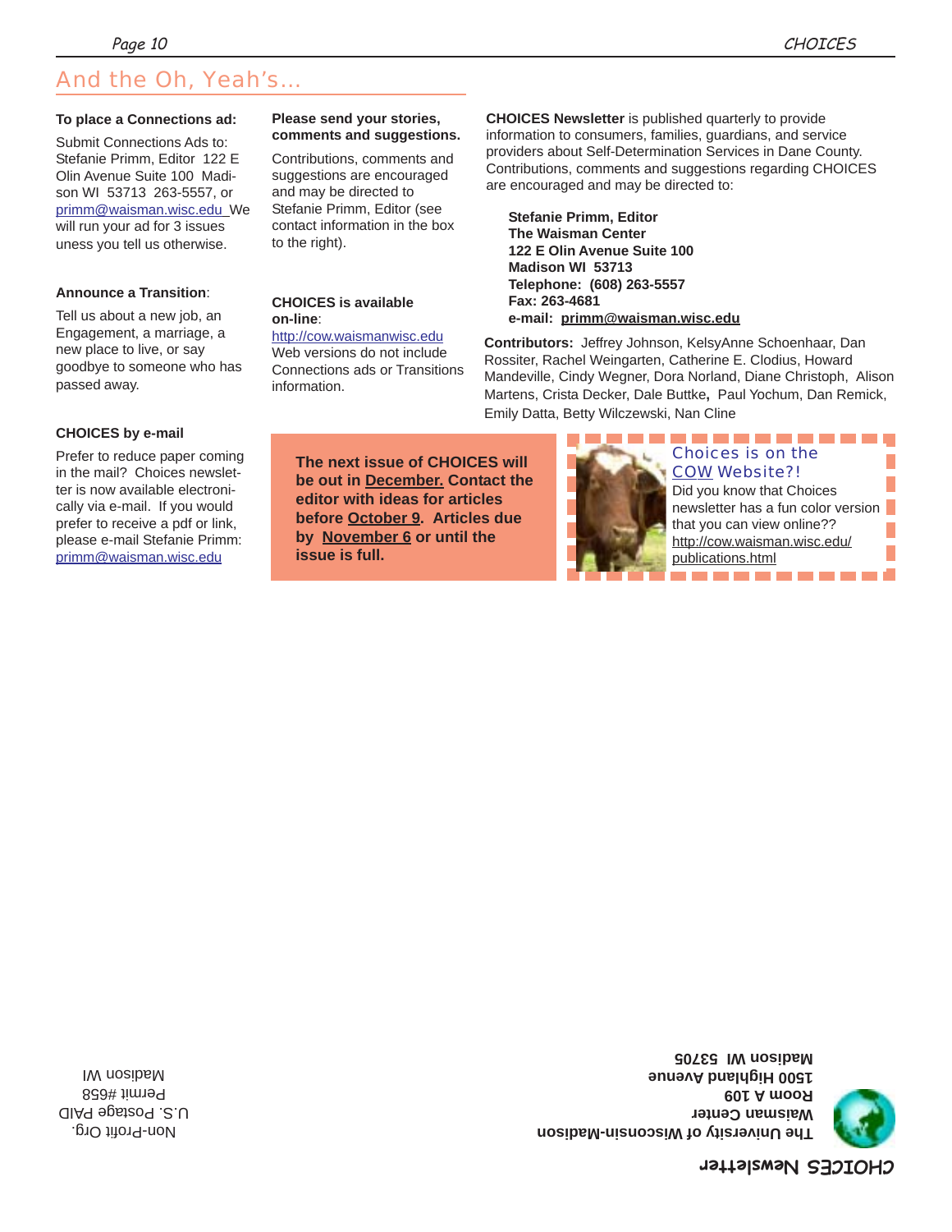## And the Oh, Yeah's…

**To place a Connections ad:**

Submit Connections Ads to: Stefanie Primm, Editor 122 E Olin Avenue Suite 100 Madison WI 53713 263-5557, or primm@waisman.wisc.edu We will run your ad for 3 issues uness you tell us otherwise.

**Announce a Transition**:

Tell us about a new job, an Engagement, a marriage, a new place to live, or say goodbye to someone who has passed away.

**CHOICES by e-mail**

Prefer to reduce paper coming in the mail? Choices newsletter is now available electronically via e-mail. If you would prefer to receive a pdf or link, please e-mail Stefanie Primm: primm@waisman.wisc.edu

**Please send your stories, comments and suggestions.**

Contributions, comments and suggestions are encouraged and may be directed to Stefanie Primm, Editor (see contact information in the box to the right).

**CHOICES is available on-line**:
http://cow.waismanwisc.edu
Web versions do not include Connections ads or Transitions information.

**CHOICES Newsletter** is published quarterly to provide information to consumers, families, guardians, and service providers about Self-Determination Services in Dane County. Contributions, comments and suggestions regarding CHOICES are encouraged and may be directed to:

**Stefanie Primm, Editor**
**The Waisman Center**
**122 E Olin Avenue Suite 100**
**Madison WI 53713**
**Telephone: (608) 263-5557**
**Fax: 263-4681**
**e-mail: primm@waisman.wisc.edu**

**Contributors:** Jeffrey Johnson, KelsyAnne Schoenhaar, Dan Rossiter, Rachel Weingarten, Catherine E. Clodius, Howard Mandeville, Cindy Wegner, Dora Norland, Diane Christoph, Alison Martens, Crista Decker, Dale Buttke, Paul Yochum, Dan Remick, Emily Datta, Betty Wilczewski, Nan Cline

**The next issue of CHOICES will be out in December. Contact the editor with ideas for articles before October 9. Articles due by November 6 or until the issue is full.**

Choices is on the COW Website?!

Did you know that Choices newsletter has a fun color version that you can view online?? http://cow.waisman.wisc.edu/publications.html

**CHOICES Newsletter**

**The University of Wisconsin-Madison**
**Waisman Center**
**Room A 109**
**1500 Highland Avenue**
**Madison WI 53705**

Non-Profit Org.
U.S. Postage PAID
Permit #658
Madison WI